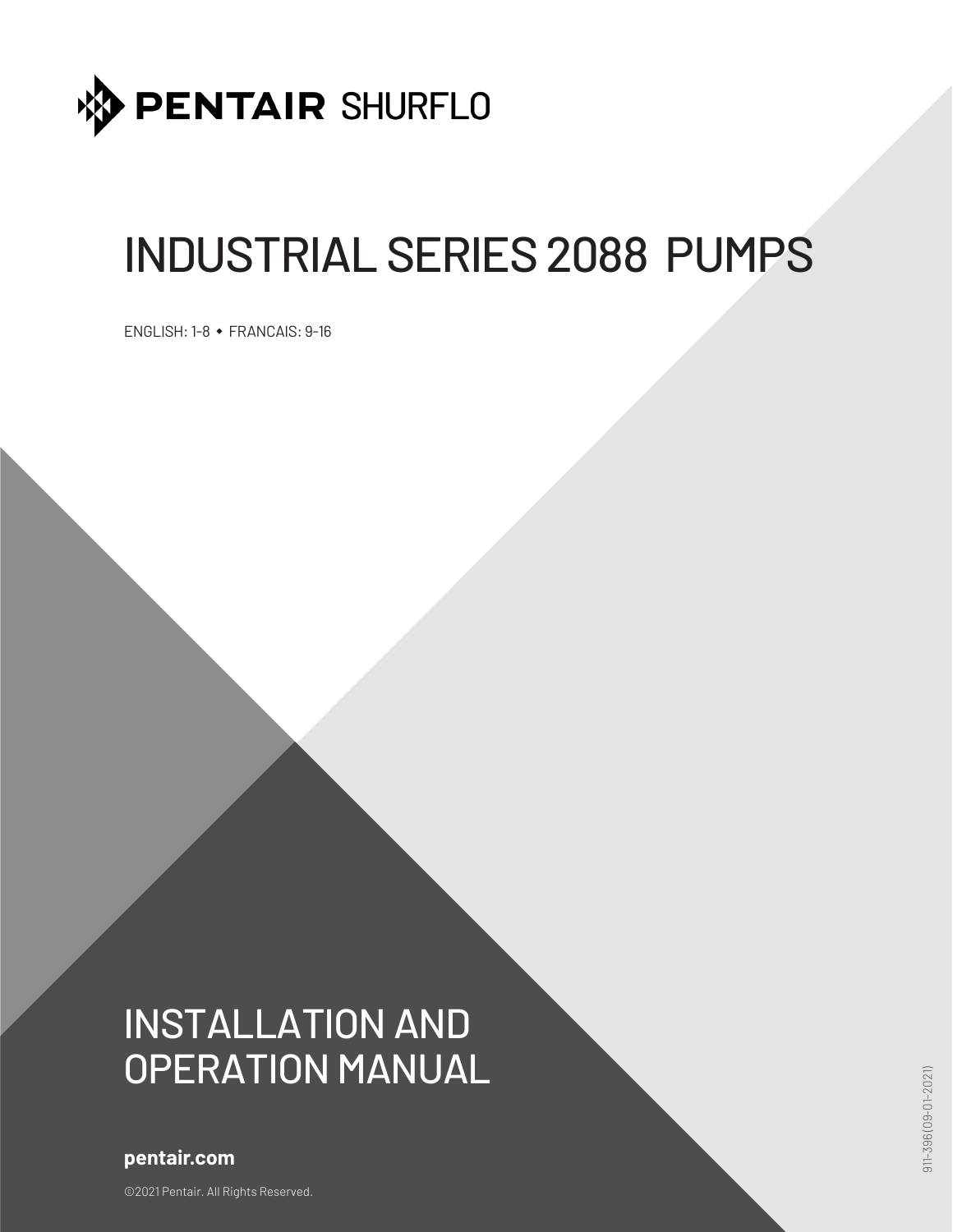PENTAIR SHURFLO

# INDUSTRIAL SERIES 2088 PUMPS

ENGLISH: 1-8 • FRANCAIS: 9-16

# INSTALLATION AND OPERATION MANUAL

**pentair.com**

©2021 Pentair. All Rights Reserved.

911-396(09-01-2021)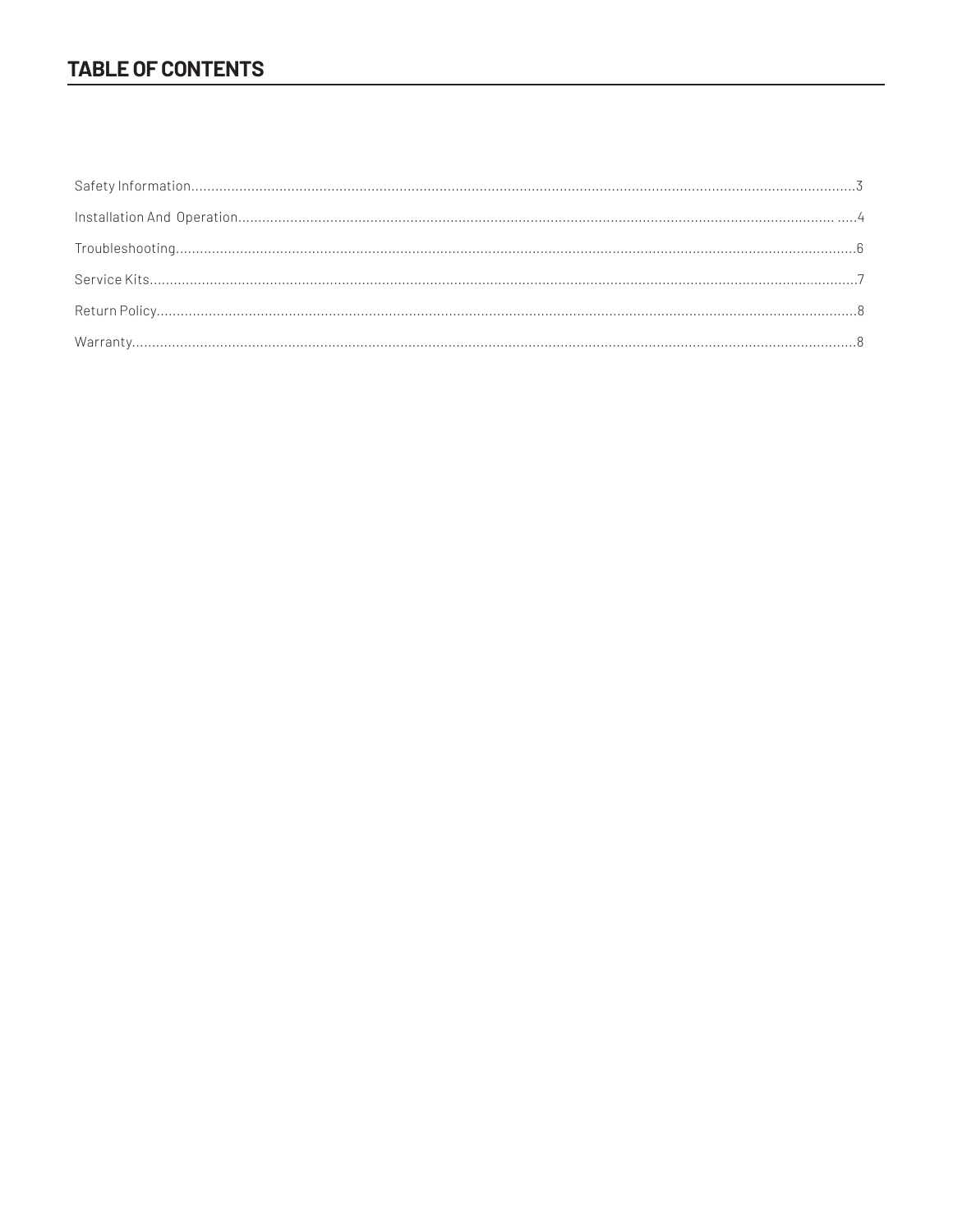## TABLE OF CONTENTS

Safety Information....................................................................................3

Installation And Operation....................................................................................4

Troubleshooting....................................................................................6

Service Kits....................................................................................7

Return Policy....................................................................................8

Warranty....................................................................................8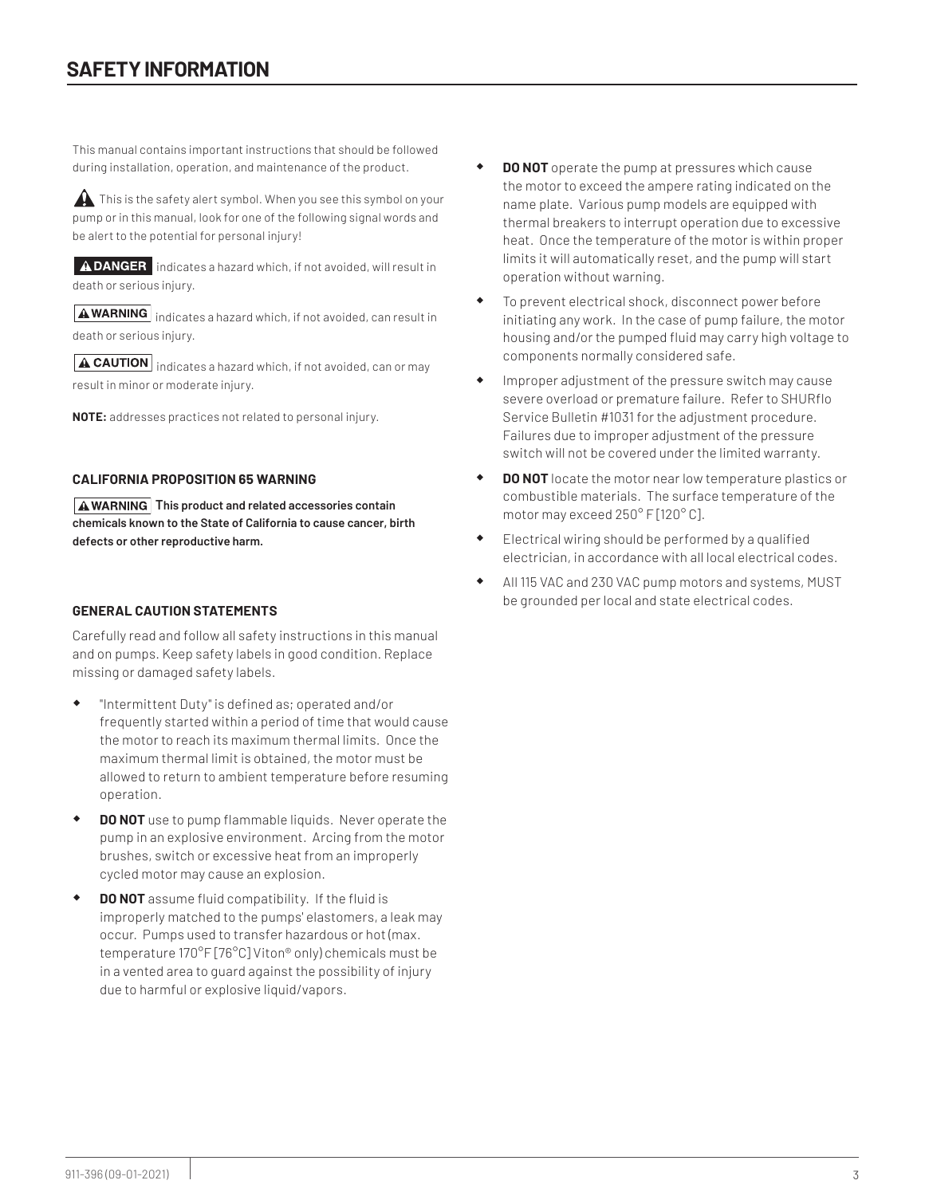# SAFETY INFORMATION

This manual contains important instructions that should be followed during installation, operation, and maintenance of the product.

⚠ This is the safety alert symbol. When you see this symbol on your pump or in this manual, look for one of the following signal words and be alert to the potential for personal injury!

**⚠DANGER** indicates a hazard which, if not avoided, will result in death or serious injury.

**⚠WARNING** indicates a hazard which, if not avoided, can result in death or serious injury.

**⚠CAUTION** indicates a hazard which, if not avoided, can or may result in minor or moderate injury.

**NOTE:** addresses practices not related to personal injury.

**CALIFORNIA PROPOSITION 65 WARNING**

**⚠WARNING This product and related accessories contain chemicals known to the State of California to cause cancer, birth defects or other reproductive harm.**

**GENERAL CAUTION STATEMENTS**

Carefully read and follow all safety instructions in this manual and on pumps. Keep safety labels in good condition. Replace missing or damaged safety labels.

- "Intermittent Duty" is defined as; operated and/or frequently started within a period of time that would cause the motor to reach its maximum thermal limits. Once the maximum thermal limit is obtained, the motor must be allowed to return to ambient temperature before resuming operation.
- **DO NOT** use to pump flammable liquids. Never operate the pump in an explosive environment. Arcing from the motor brushes, switch or excessive heat from an improperly cycled motor may cause an explosion.
- **DO NOT** assume fluid compatibility. If the fluid is improperly matched to the pumps' elastomers, a leak may occur. Pumps used to transfer hazardous or hot (max. temperature 170°F [76°C] Viton® only) chemicals must be in a vented area to guard against the possibility of injury due to harmful or explosive liquid/vapors.
- **DO NOT** operate the pump at pressures which cause the motor to exceed the ampere rating indicated on the name plate. Various pump models are equipped with thermal breakers to interrupt operation due to excessive heat. Once the temperature of the motor is within proper limits it will automatically reset, and the pump will start operation without warning.
- To prevent electrical shock, disconnect power before initiating any work. In the case of pump failure, the motor housing and/or the pumped fluid may carry high voltage to components normally considered safe.
- Improper adjustment of the pressure switch may cause severe overload or premature failure. Refer to SHURflo Service Bulletin #1031 for the adjustment procedure. Failures due to improper adjustment of the pressure switch will not be covered under the limited warranty.
- **DO NOT** locate the motor near low temperature plastics or combustible materials. The surface temperature of the motor may exceed 250° F [120° C].
- Electrical wiring should be performed by a qualified electrician, in accordance with all local electrical codes.
- All 115 VAC and 230 VAC pump motors and systems, MUST be grounded per local and state electrical codes.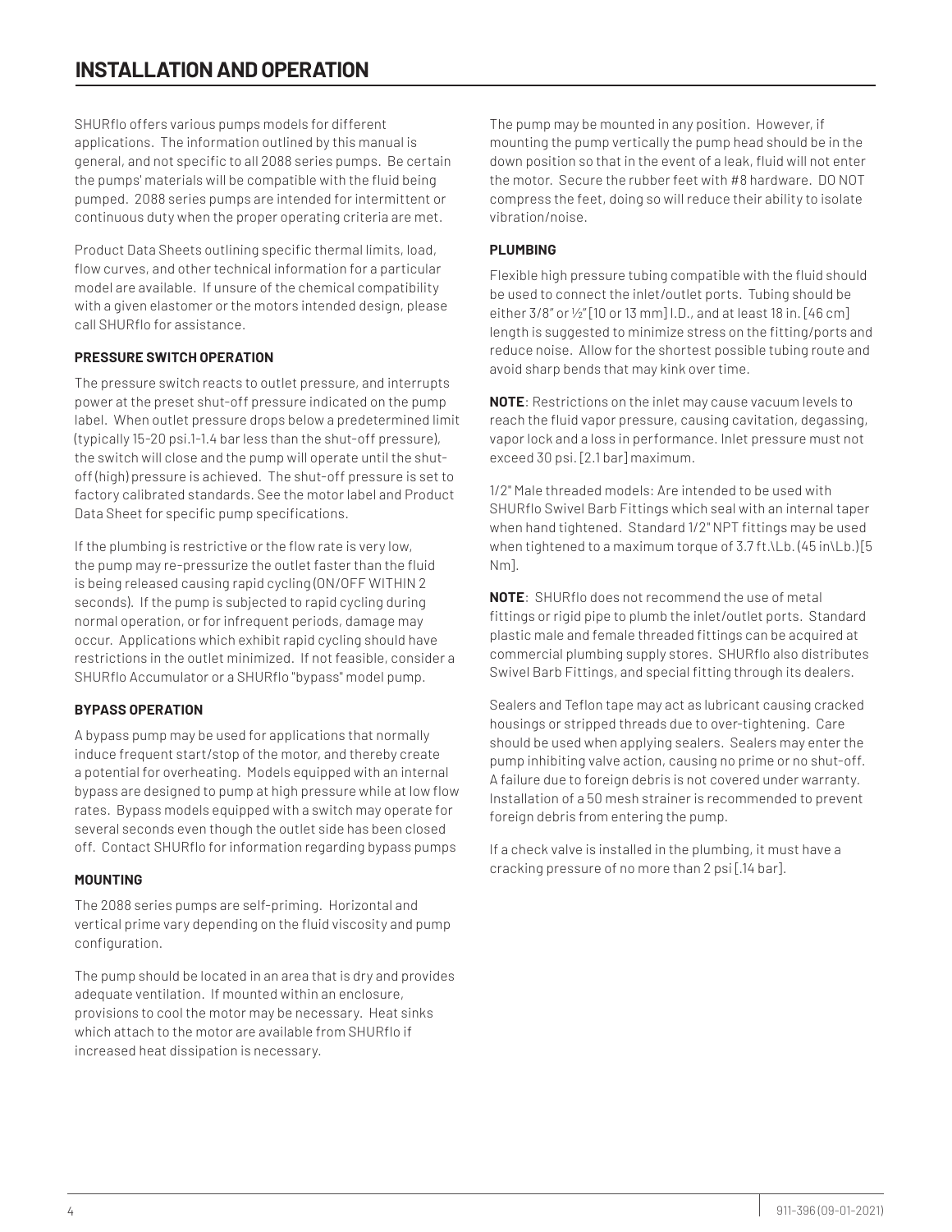# INSTALLATION AND OPERATION

SHURflo offers various pumps models for different applications. The information outlined by this manual is general, and not specific to all 2088 series pumps. Be certain the pumps' materials will be compatible with the fluid being pumped. 2088 series pumps are intended for intermittent or continuous duty when the proper operating criteria are met.

Product Data Sheets outlining specific thermal limits, load, flow curves, and other technical information for a particular model are available. If unsure of the chemical compatibility with a given elastomer or the motors intended design, please call SHURflo for assistance.

**PRESSURE SWITCH OPERATION**

The pressure switch reacts to outlet pressure, and interrupts power at the preset shut-off pressure indicated on the pump label. When outlet pressure drops below a predetermined limit (typically 15-20 psi.1-1.4 bar less than the shut-off pressure), the switch will close and the pump will operate until the shut-off (high) pressure is achieved. The shut-off pressure is set to factory calibrated standards. See the motor label and Product Data Sheet for specific pump specifications.

If the plumbing is restrictive or the flow rate is very low, the pump may re-pressurize the outlet faster than the fluid is being released causing rapid cycling (ON/OFF WITHIN 2 seconds). If the pump is subjected to rapid cycling during normal operation, or for infrequent periods, damage may occur. Applications which exhibit rapid cycling should have restrictions in the outlet minimized. If not feasible, consider a SHURflo Accumulator or a SHURflo "bypass" model pump.

**BYPASS OPERATION**

A bypass pump may be used for applications that normally induce frequent start/stop of the motor, and thereby create a potential for overheating. Models equipped with an internal bypass are designed to pump at high pressure while at low flow rates. Bypass models equipped with a switch may operate for several seconds even though the outlet side has been closed off. Contact SHURflo for information regarding bypass pumps

**MOUNTING**

The 2088 series pumps are self-priming. Horizontal and vertical prime vary depending on the fluid viscosity and pump configuration.

The pump should be located in an area that is dry and provides adequate ventilation. If mounted within an enclosure, provisions to cool the motor may be necessary. Heat sinks which attach to the motor are available from SHURflo if increased heat dissipation is necessary.

The pump may be mounted in any position. However, if mounting the pump vertically the pump head should be in the down position so that in the event of a leak, fluid will not enter the motor. Secure the rubber feet with #8 hardware. DO NOT compress the feet, doing so will reduce their ability to isolate vibration/noise.

**PLUMBING**

Flexible high pressure tubing compatible with the fluid should be used to connect the inlet/outlet ports. Tubing should be either 3/8" or ½" [10 or 13 mm] I.D., and at least 18 in. [46 cm] length is suggested to minimize stress on the fitting/ports and reduce noise. Allow for the shortest possible tubing route and avoid sharp bends that may kink over time.

**NOTE**: Restrictions on the inlet may cause vacuum levels to reach the fluid vapor pressure, causing cavitation, degassing, vapor lock and a loss in performance. Inlet pressure must not exceed 30 psi. [2.1 bar] maximum.

1/2" Male threaded models: Are intended to be used with SHURflo Swivel Barb Fittings which seal with an internal taper when hand tightened. Standard 1/2" NPT fittings may be used when tightened to a maximum torque of 3.7 ft.\Lb. (45 in\Lb.) [5 Nm].

**NOTE**: SHURflo does not recommend the use of metal fittings or rigid pipe to plumb the inlet/outlet ports. Standard plastic male and female threaded fittings can be acquired at commercial plumbing supply stores. SHURflo also distributes Swivel Barb Fittings, and special fitting through its dealers.

Sealers and Teflon tape may act as lubricant causing cracked housings or stripped threads due to over-tightening. Care should be used when applying sealers. Sealers may enter the pump inhibiting valve action, causing no prime or no shut-off. A failure due to foreign debris is not covered under warranty. Installation of a 50 mesh strainer is recommended to prevent foreign debris from entering the pump.

If a check valve is installed in the plumbing, it must have a cracking pressure of no more than 2 psi [.14 bar].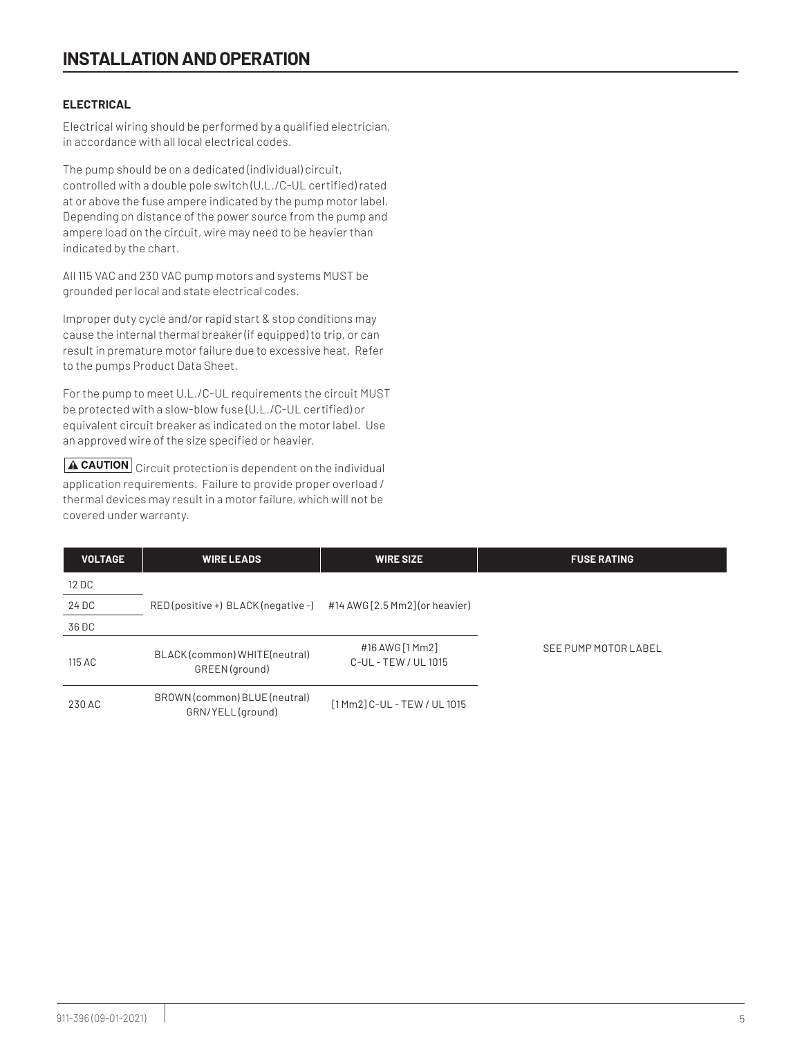# INSTALLATION AND OPERATION

**ELECTRICAL**

Electrical wiring should be performed by a qualified electrician, in accordance with all local electrical codes.

The pump should be on a dedicated (individual) circuit, controlled with a double pole switch (U.L./C-UL certified) rated at or above the fuse ampere indicated by the pump motor label. Depending on distance of the power source from the pump and ampere load on the circuit, wire may need to be heavier than indicated by the chart.

All 115 VAC and 230 VAC pump motors and systems MUST be grounded per local and state electrical codes.

Improper duty cycle and/or rapid start & stop conditions may cause the internal thermal breaker (if equipped) to trip, or can result in premature motor failure due to excessive heat. Refer to the pumps Product Data Sheet.

For the pump to meet U.L./C-UL requirements the circuit MUST be protected with a slow-blow fuse (U.L./C-UL certified) or equivalent circuit breaker as indicated on the motor label. Use an approved wire of the size specified or heavier.

**⚠ CAUTION** Circuit protection is dependent on the individual application requirements. Failure to provide proper overload / thermal devices may result in a motor failure, which will not be covered under warranty.

| VOLTAGE | WIRE LEADS | WIRE SIZE | FUSE RATING |
|---|---|---|---|
| 12 DC | RED (positive +) BLACK (negative -) | #14 AWG [2.5 Mm2] (or heavier) | SEE PUMP MOTOR LABEL |
| 24 DC | | | |
| 36 DC | | | |
| 115 AC | BLACK (common) WHITE (neutral) GREEN (ground) | #16 AWG [1 Mm2] C-UL - TEW / UL 1015 | |
| 230 AC | BROWN (common) BLUE (neutral) GRN/YELL (ground) | [1 Mm2] C-UL - TEW / UL 1015 | |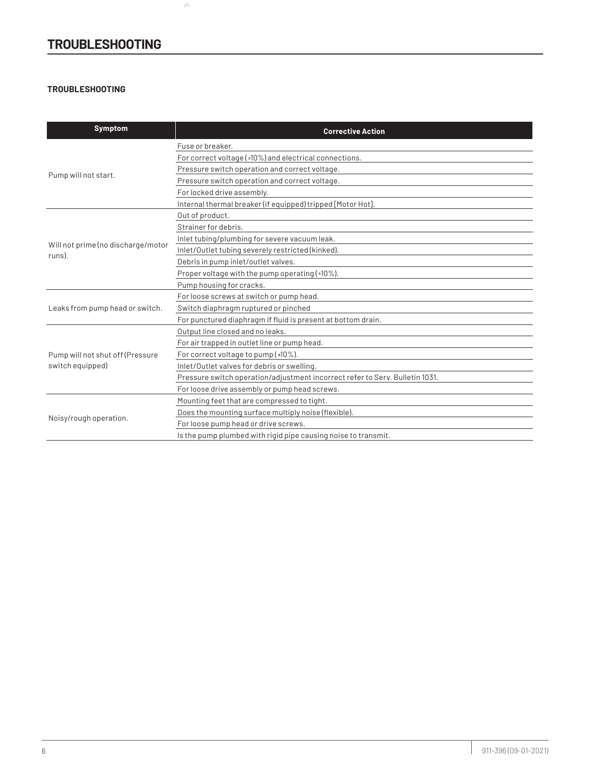# TROUBLESHOOTING

**TROUBLESHOOTING**

| Symptom | Corrective Action |
|---|---|
| Pump will not start. | Fuse or breaker. |
| | For correct voltage (±10%) and electrical connections. |
| | Pressure switch operation and correct voltage. |
| | Pressure switch operation and correct voltage. |
| | For locked drive assembly. |
| | Internal thermal breaker (if equipped) tripped [Motor Hot]. |
| Will not prime (no discharge/motor runs). | Out of product. |
| | Strainer for debris. |
| | Inlet tubing/plumbing for severe vacuum leak. |
| | Inlet/Outlet tubing severely restricted (kinked). |
| | Debris in pump inlet/outlet valves. |
| | Proper voltage with the pump operating (±10%). |
| | Pump housing for cracks. |
| Leaks from pump head or switch. | For loose screws at switch or pump head. |
| | Switch diaphragm ruptured or pinched |
| | For punctured diaphragm if fluid is present at bottom drain. |
| Pump will not shut off (Pressure switch equipped) | Output line closed and no leaks. |
| | For air trapped in outlet line or pump head. |
| | For correct voltage to pump (±10%). |
| | Inlet/Outlet valves for debris or swelling. |
| | Pressure switch operation/adjustment incorrect refer to Serv. Bulletin 1031. |
| | For loose drive assembly or pump head screws. |
| Noisy/rough operation. | Mounting feet that are compressed to tight. |
| | Does the mounting surface multiply noise (flexible). |
| | For loose pump head or drive screws. |
| | Is the pump plumbed with rigid pipe causing noise to transmit. |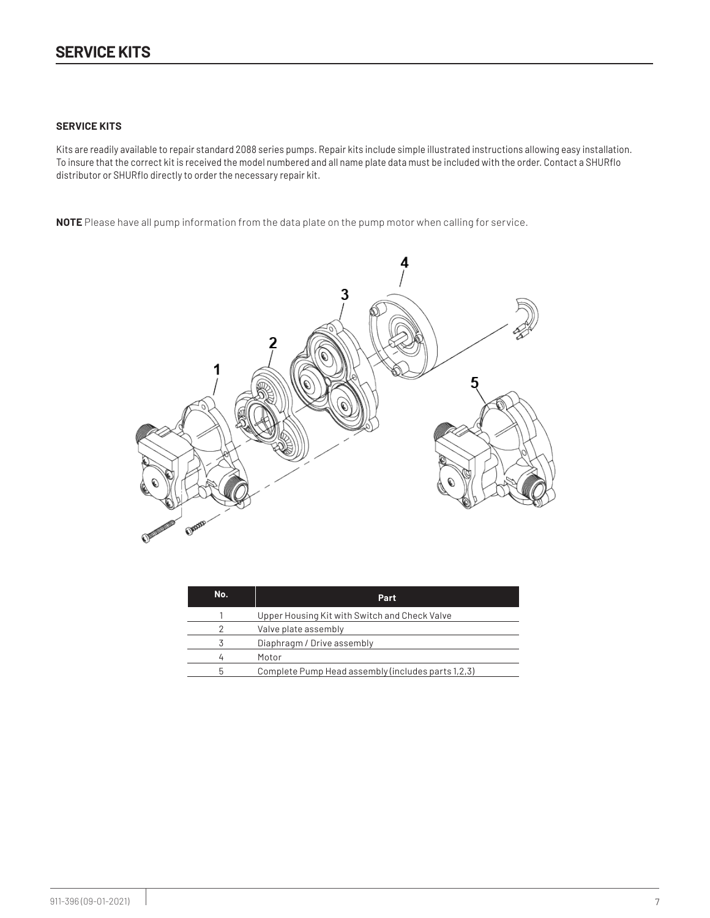# SERVICE KITS

**SERVICE KITS**

Kits are readily available to repair standard 2088 series pumps. Repair kits include simple illustrated instructions allowing easy installation. To insure that the correct kit is received the model numbered and all name plate data must be included with the order. Contact a SHURflo distributor or SHURflo directly to order the necessary repair kit.

**NOTE** Please have all pump information from the data plate on the pump motor when calling for service.

| No. | Part |
|---|---|
| 1 | Upper Housing Kit with Switch and Check Valve |
| 2 | Valve plate assembly |
| 3 | Diaphragm / Drive assembly |
| 4 | Motor |
| 5 | Complete Pump Head assembly (includes parts 1,2,3) |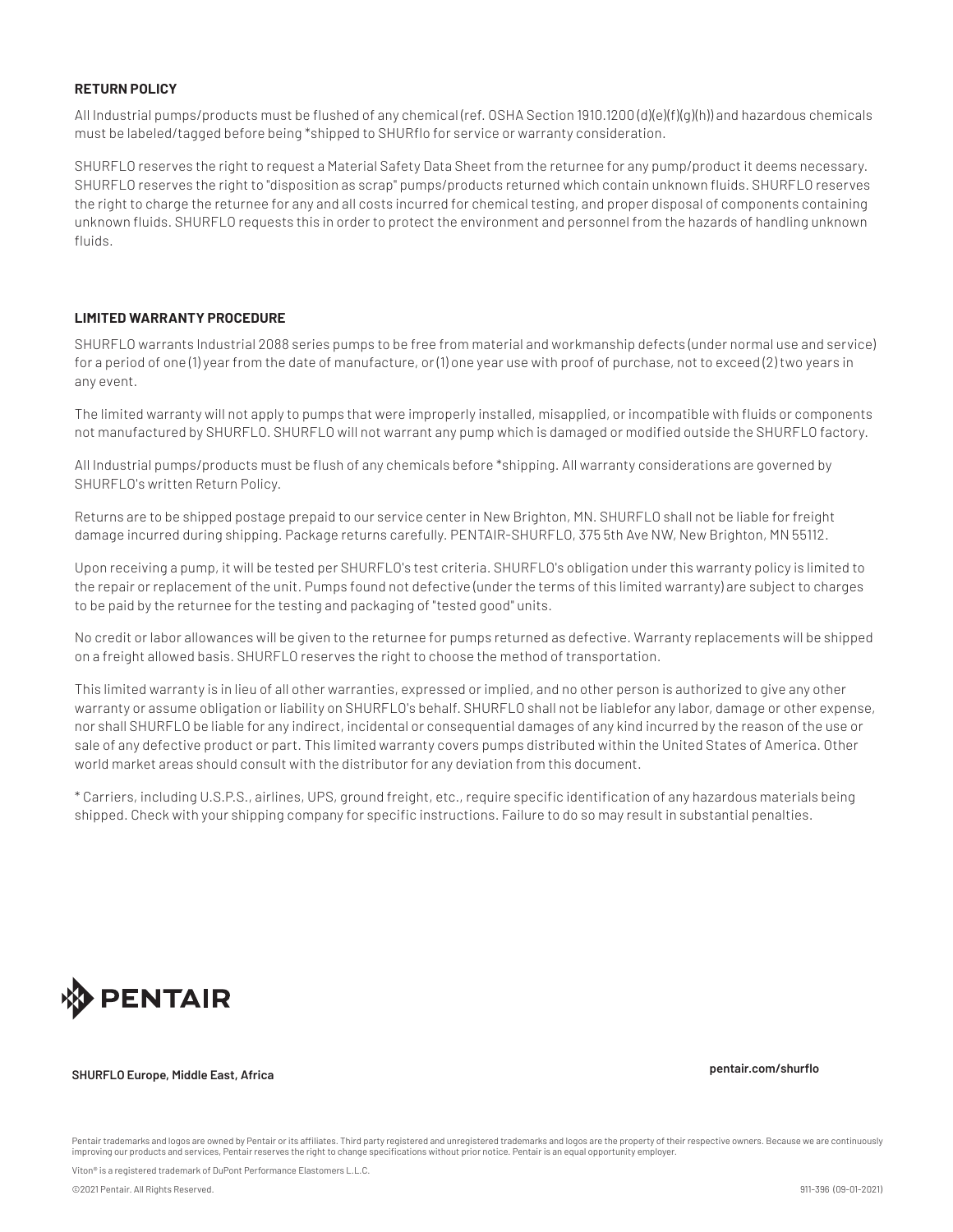## RETURN POLICY

All Industrial pumps/products must be flushed of any chemical (ref. OSHA Section 1910.1200 (d)(e)(f)(g)(h)) and hazardous chemicals must be labeled/tagged before being *shipped to SHURflo for service or warranty consideration.

SHURFLO reserves the right to request a Material Safety Data Sheet from the returnee for any pump/product it deems necessary. SHURFLO reserves the right to "disposition as scrap" pumps/products returned which contain unknown fluids. SHURFLO reserves the right to charge the returnee for any and all costs incurred for chemical testing, and proper disposal of components containing unknown fluids. SHURFLO requests this in order to protect the environment and personnel from the hazards of handling unknown fluids.

## LIMITED WARRANTY PROCEDURE

SHURFLO warrants Industrial 2088 series pumps to be free from material and workmanship defects (under normal use and service) for a period of one (1) year from the date of manufacture, or (1) one year use with proof of purchase, not to exceed (2) two years in any event.

The limited warranty will not apply to pumps that were improperly installed, misapplied, or incompatible with fluids or components not manufactured by SHURFLO. SHURFLO will not warrant any pump which is damaged or modified outside the SHURFLO factory.

All Industrial pumps/products must be flush of any chemicals before *shipping. All warranty considerations are governed by SHURFLO's written Return Policy.

Returns are to be shipped postage prepaid to our service center in New Brighton, MN. SHURFLO shall not be liable for freight damage incurred during shipping. Package returns carefully. PENTAIR-SHURFLO, 375 5th Ave NW, New Brighton, MN 55112.

Upon receiving a pump, it will be tested per SHURFLO's test criteria. SHURFLO's obligation under this warranty policy is limited to the repair or replacement of the unit. Pumps found not defective (under the terms of this limited warranty) are subject to charges to be paid by the returnee for the testing and packaging of "tested good" units.

No credit or labor allowances will be given to the returnee for pumps returned as defective. Warranty replacements will be shipped on a freight allowed basis. SHURFLO reserves the right to choose the method of transportation.

This limited warranty is in lieu of all other warranties, expressed or implied, and no other person is authorized to give any other warranty or assume obligation or liability on SHURFLO's behalf. SHURFLO shall not be liablefor any labor, damage or other expense, nor shall SHURFLO be liable for any indirect, incidental or consequential damages of any kind incurred by the reason of the use or sale of any defective product or part. This limited warranty covers pumps distributed within the United States of America. Other world market areas should consult with the distributor for any deviation from this document.

* Carriers, including U.S.P.S., airlines, UPS, ground freight, etc., require specific identification of any hazardous materials being shipped. Check with your shipping company for specific instructions. Failure to do so may result in substantial penalties.

PENTAIR

**SHURFLO Europe, Middle East, Africa**

**pentair.com/shurflo**

Pentair trademarks and logos are owned by Pentair or its affiliates. Third party registered and unregistered trademarks and logos are the property of their respective owners. Because we are continuously improving our products and services, Pentair reserves the right to change specifications without prior notice. Pentair is an equal opportunity employer.

Viton® is a registered trademark of DuPont Performance Elastomers L.L.C.

©2021 Pentair. All Rights Reserved.

911-396 (09-01-2021)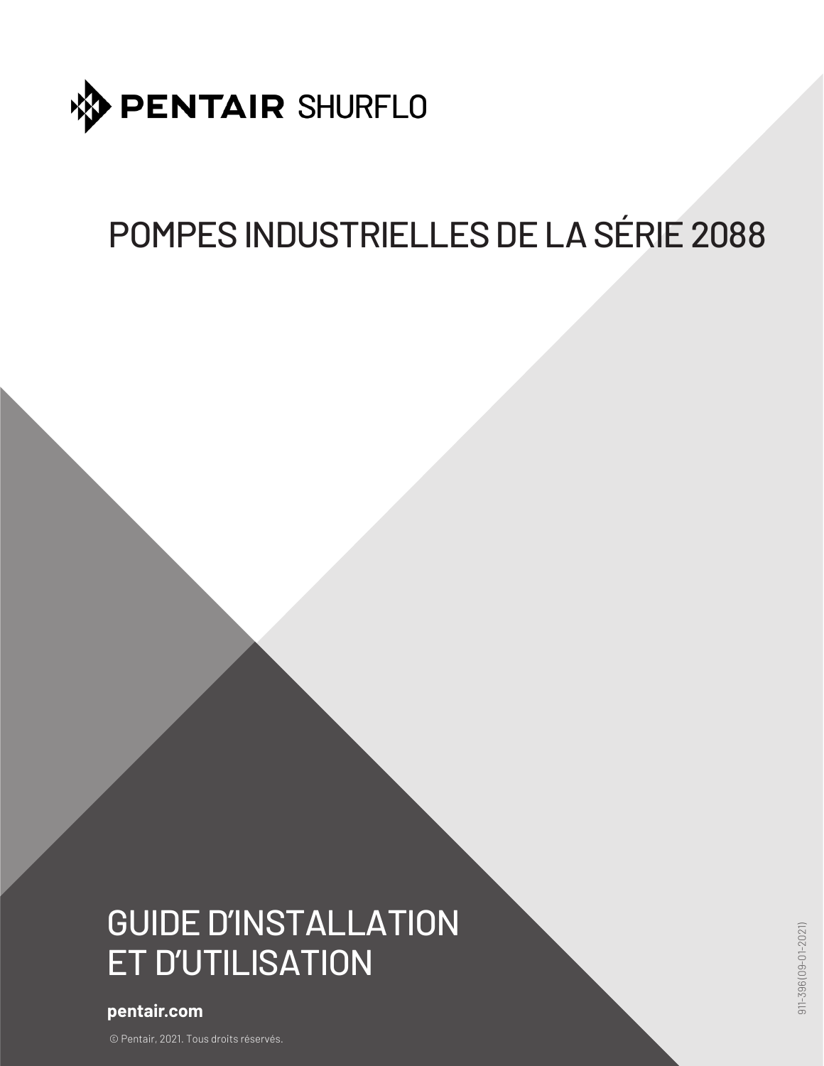# PENTAIR SHURFLO

# POMPES INDUSTRIELLES DE LA SÉRIE 2088

# GUIDE D'INSTALLATION ET D'UTILISATION

**pentair.com**

© Pentair, 2021. Tous droits réservés.

911-396(09-01-2021)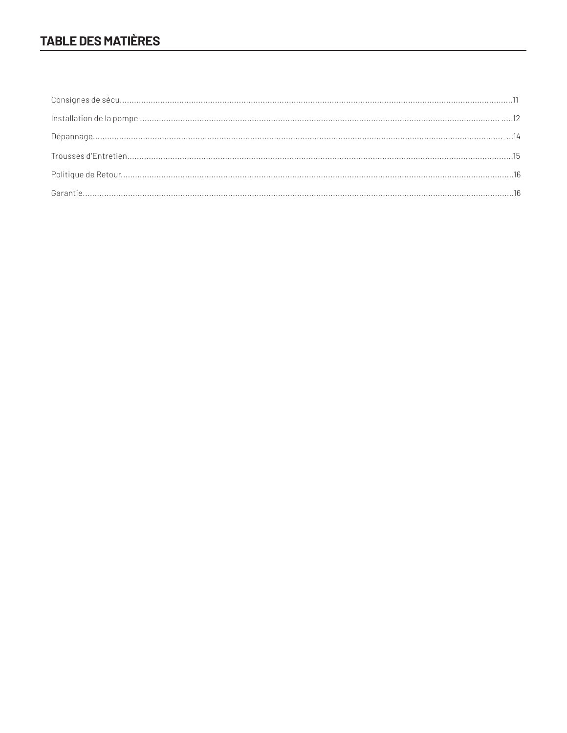# TABLE DES MATIÈRES

Consignes de sécu........................................................................................................................................................11

Installation de la pompe ........................................................................................................................................... .....12

Dépannage......................................................................................................................................................................14

Trousses d'Entretien.......................................................................................................................................................15

Politique de Retour..........................................................................................................................................................16

Garantie...........................................................................................................................................................................16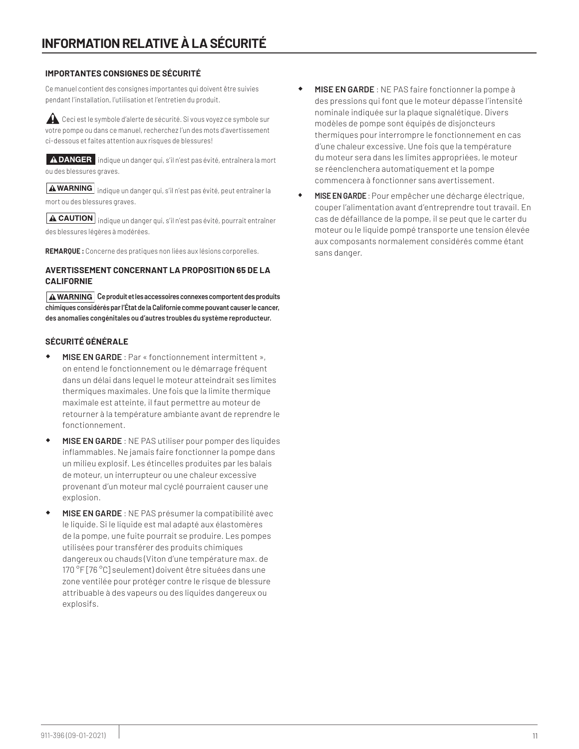# INFORMATION RELATIVE À LA SÉCURITÉ

### IMPORTANTES CONSIGNES DE SÉCURITÉ

Ce manuel contient des consignes importantes qui doivent être suivies pendant l'installation, l'utilisation et l'entretien du produit.

⚠ Ceci est le symbole d'alerte de sécurité. Si vous voyez ce symbole sur votre pompe ou dans ce manuel, recherchez l'un des mots d'avertissement ci-dessous et faites attention aux risques de blessures!

**⚠ DANGER** indique un danger qui, s'il n'est pas évité, entraînera la mort ou des blessures graves.

**⚠ WARNING** indique un danger qui, s'il n'est pas évité, peut entraîner la mort ou des blessures graves.

**⚠ CAUTION** indique un danger qui, s'il n'est pas évité, pourrait entraîner des blessures légères à modérées.

**REMARQUE :** Concerne des pratiques non liées aux lésions corporelles.

### AVERTISSEMENT CONCERNANT LA PROPOSITION 65 DE LA CALIFORNIE

**⚠ WARNING** **Ce produit et les accessoires connexes comportent des produits chimiques considérés par l'État de la Californie comme pouvant causer le cancer, des anomalies congénitales ou d'autres troubles du système reproducteur.**

### SÉCURITÉ GÉNÉRALE

- **MISE EN GARDE** : Par « fonctionnement intermittent », on entend le fonctionnement ou le démarrage fréquent dans un délai dans lequel le moteur atteindrait ses limites thermiques maximales. Une fois que la limite thermique maximale est atteinte, il faut permettre au moteur de retourner à la température ambiante avant de reprendre le fonctionnement.
- **MISE EN GARDE** : NE PAS utiliser pour pomper des liquides inflammables. Ne jamais faire fonctionner la pompe dans un milieu explosif. Les étincelles produites par les balais de moteur, un interrupteur ou une chaleur excessive provenant d'un moteur mal cyclé pourraient causer une explosion.
- **MISE EN GARDE** : NE PAS présumer la compatibilité avec le liquide. Si le liquide est mal adapté aux élastomères de la pompe, une fuite pourrait se produire. Les pompes utilisées pour transférer des produits chimiques dangereux ou chauds (Viton d'une température max. de 170 °F [76 °C] seulement) doivent être situées dans une zone ventilée pour protéger contre le risque de blessure attribuable à des vapeurs ou des liquides dangereux ou explosifs.
- **MISE EN GARDE** : NE PAS faire fonctionner la pompe à des pressions qui font que le moteur dépasse l'intensité nominale indiquée sur la plaque signalétique. Divers modèles de pompe sont équipés de disjoncteurs thermiques pour interrompre le fonctionnement en cas d'une chaleur excessive. Une fois que la température du moteur sera dans les limites appropriées, le moteur se réenclenchera automatiquement et la pompe commencera à fonctionner sans avertissement.
- **MISE EN GARDE** : Pour empêcher une décharge électrique, couper l'alimentation avant d'entreprendre tout travail. En cas de défaillance de la pompe, il se peut que le carter du moteur ou le liquide pompé transporte une tension élevée aux composants normalement considérés comme étant sans danger.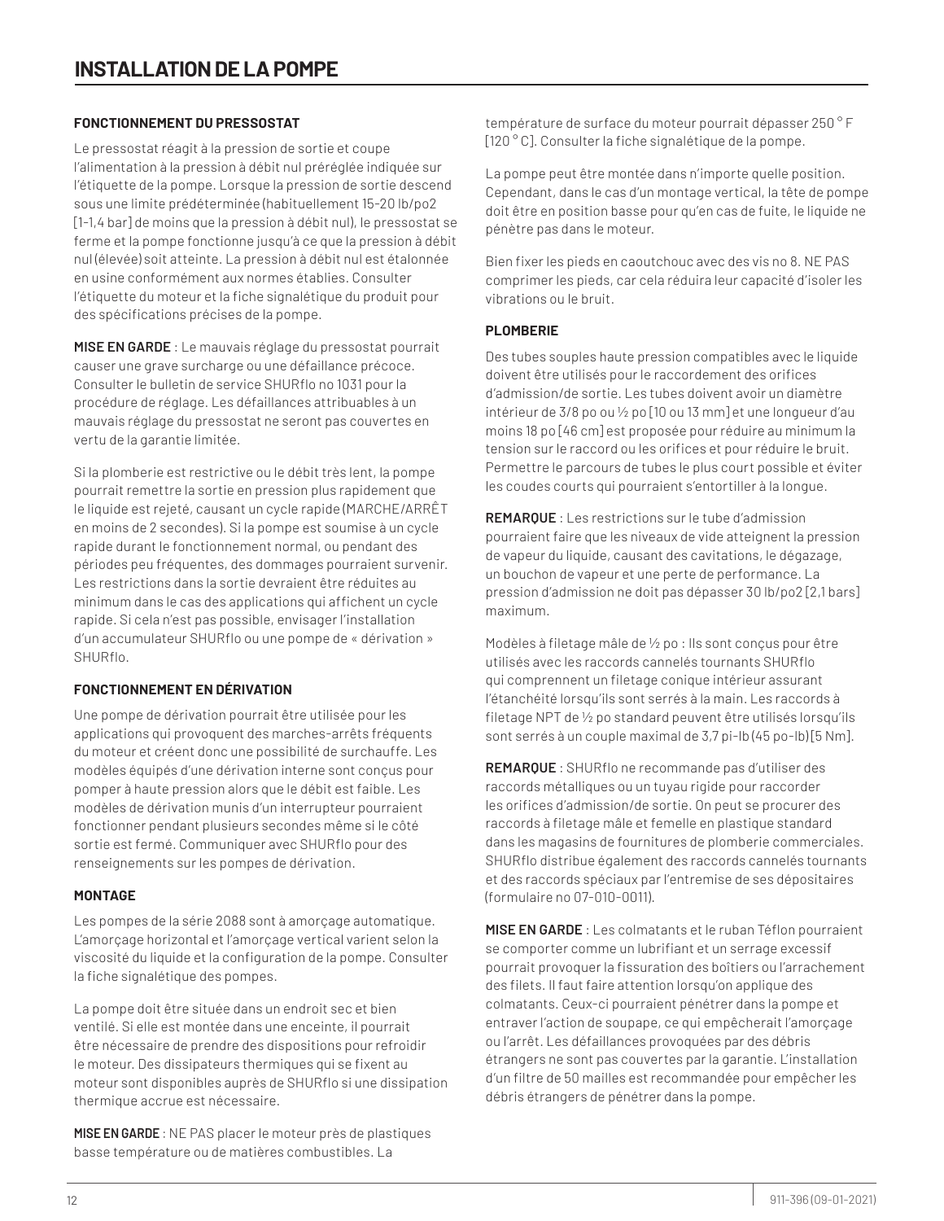# INSTALLATION DE LA POMPE

**FONCTIONNEMENT DU PRESSOSTAT**

Le pressostat réagit à la pression de sortie et coupe l'alimentation à la pression à débit nul préréglée indiquée sur l'étiquette de la pompe. Lorsque la pression de sortie descend sous une limite prédéterminée (habituellement 15-20 lb/po2 [1-1,4 bar] de moins que la pression à débit nul), le pressostat se ferme et la pompe fonctionne jusqu'à ce que la pression à débit nul (élevée) soit atteinte. La pression à débit nul est étalonnée en usine conformément aux normes établies. Consulter l'étiquette du moteur et la fiche signalétique du produit pour des spécifications précises de la pompe.

**MISE EN GARDE** : Le mauvais réglage du pressostat pourrait causer une grave surcharge ou une défaillance précoce. Consulter le bulletin de service SHURflo no 1031 pour la procédure de réglage. Les défaillances attribuables à un mauvais réglage du pressostat ne seront pas couvertes en vertu de la garantie limitée.

Si la plomberie est restrictive ou le débit très lent, la pompe pourrait remettre la sortie en pression plus rapidement que le liquide est rejeté, causant un cycle rapide (MARCHE/ARRÊT en moins de 2 secondes). Si la pompe est soumise à un cycle rapide durant le fonctionnement normal, ou pendant des périodes peu fréquentes, des dommages pourraient survenir. Les restrictions dans la sortie devraient être réduites au minimum dans le cas des applications qui affichent un cycle rapide. Si cela n'est pas possible, envisager l'installation d'un accumulateur SHURflo ou une pompe de « dérivation » SHURflo.

**FONCTIONNEMENT EN DÉRIVATION**

Une pompe de dérivation pourrait être utilisée pour les applications qui provoquent des marches-arrêts fréquents du moteur et créent donc une possibilité de surchauffe. Les modèles équipés d'une dérivation interne sont conçus pour pomper à haute pression alors que le débit est faible. Les modèles de dérivation munis d'un interrupteur pourraient fonctionner pendant plusieurs secondes même si le côté sortie est fermé. Communiquer avec SHURflo pour des renseignements sur les pompes de dérivation.

**MONTAGE**

Les pompes de la série 2088 sont à amorçage automatique. L'amorçage horizontal et l'amorçage vertical varient selon la viscosité du liquide et la configuration de la pompe. Consulter la fiche signalétique des pompes.

La pompe doit être située dans un endroit sec et bien ventilé. Si elle est montée dans une enceinte, il pourrait être nécessaire de prendre des dispositions pour refroidir le moteur. Des dissipateurs thermiques qui se fixent au moteur sont disponibles auprès de SHURflo si une dissipation thermique accrue est nécessaire.

**MISE EN GARDE** : NE PAS placer le moteur près de plastiques basse température ou de matières combustibles. La température de surface du moteur pourrait dépasser 250 °F [120 °C]. Consulter la fiche signalétique de la pompe.

La pompe peut être montée dans n'importe quelle position. Cependant, dans le cas d'un montage vertical, la tête de pompe doit être en position basse pour qu'en cas de fuite, le liquide ne pénètre pas dans le moteur.

Bien fixer les pieds en caoutchouc avec des vis no 8. NE PAS comprimer les pieds, car cela réduira leur capacité d'isoler les vibrations ou le bruit.

**PLOMBERIE**

Des tubes souples haute pression compatibles avec le liquide doivent être utilisés pour le raccordement des orifices d'admission/de sortie. Les tubes doivent avoir un diamètre intérieur de 3/8 po ou ½ po [10 ou 13 mm] et une longueur d'au moins 18 po [46 cm] est proposée pour réduire au minimum la tension sur le raccord ou les orifices et pour réduire le bruit. Permettre le parcours de tubes le plus court possible et éviter les coudes courts qui pourraient s'entortiller à la longue.

**REMARQUE** : Les restrictions sur le tube d'admission pourraient faire que les niveaux de vide atteignent la pression de vapeur du liquide, causant des cavitations, le dégazage, un bouchon de vapeur et une perte de performance. La pression d'admission ne doit pas dépasser 30 lb/po2 [2,1 bars] maximum.

Modèles à filetage mâle de ½ po : Ils sont conçus pour être utilisés avec les raccords cannelés tournants SHURflo qui comprennent un filetage conique intérieur assurant l'étanchéité lorsqu'ils sont serrés à la main. Les raccords à filetage NPT de ½ po standard peuvent être utilisés lorsqu'ils sont serrés à un couple maximal de 3,7 pi-lb (45 po-lb) [5 Nm].

**REMARQUE** : SHURflo ne recommande pas d'utiliser des raccords métalliques ou un tuyau rigide pour raccorder les orifices d'admission/de sortie. On peut se procurer des raccords à filetage mâle et femelle en plastique standard dans les magasins de fournitures de plomberie commerciales. SHURflo distribue également des raccords cannelés tournants et des raccords spéciaux par l'entremise de ses dépositaires (formulaire no 07-010-0011).

**MISE EN GARDE** : Les colmatants et le ruban Téflon pourraient se comporter comme un lubrifiant et un serrage excessif pourrait provoquer la fissuration des boîtiers ou l'arrachement des filets. Il faut faire attention lorsqu'on applique des colmatants. Ceux-ci pourraient pénétrer dans la pompe et entraver l'action de soupape, ce qui empêcherait l'amorçage ou l'arrêt. Les défaillances provoquées par des débris étrangers ne sont pas couvertes par la garantie. L'installation d'un filtre de 50 mailles est recommandée pour empêcher les débris étrangers de pénétrer dans la pompe.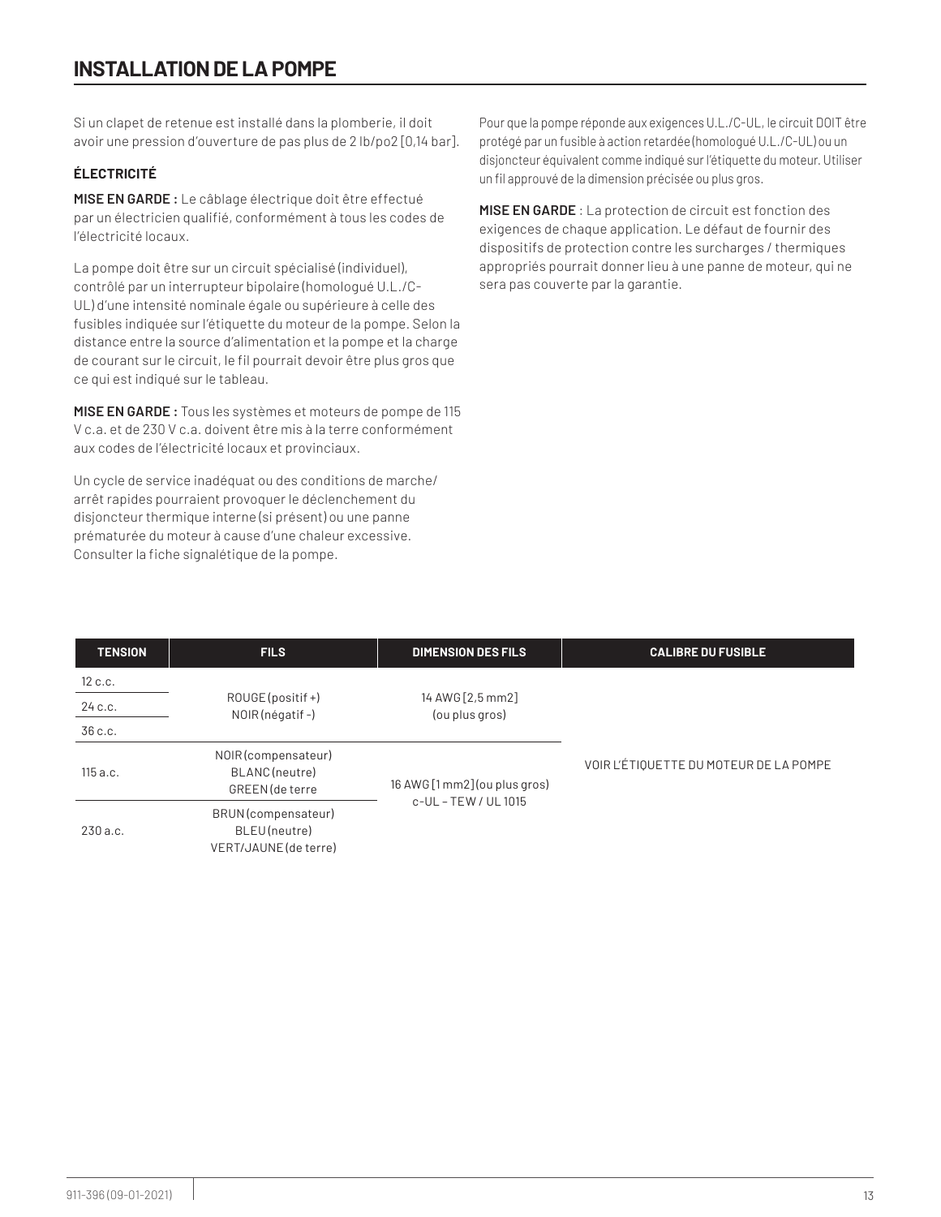# INSTALLATION DE LA POMPE

Si un clapet de retenue est installé dans la plomberie, il doit avoir une pression d'ouverture de pas plus de 2 lb/po2 [0,14 bar].

### ÉLECTRICITÉ

**MISE EN GARDE :** Le câblage électrique doit être effectué par un électricien qualifié, conformément à tous les codes de l'électricité locaux.

La pompe doit être sur un circuit spécialisé (individuel), contrôlé par un interrupteur bipolaire (homologué U.L./C-UL) d'une intensité nominale égale ou supérieure à celle des fusibles indiquée sur l'étiquette du moteur de la pompe. Selon la distance entre la source d'alimentation et la pompe et la charge de courant sur le circuit, le fil pourrait devoir être plus gros que ce qui est indiqué sur le tableau.

**MISE EN GARDE :** Tous les systèmes et moteurs de pompe de 115 V c.a. et de 230 V c.a. doivent être mis à la terre conformément aux codes de l'électricité locaux et provinciaux.

Un cycle de service inadéquat ou des conditions de marche/arrêt rapides pourraient provoquer le déclenchement du disjoncteur thermique interne (si présent) ou une panne prématurée du moteur à cause d'une chaleur excessive. Consulter la fiche signalétique de la pompe.

Pour que la pompe réponde aux exigences U.L./C-UL, le circuit DOIT être protégé par un fusible à action retardée (homologué U.L./C-UL) ou un disjoncteur équivalent comme indiqué sur l'étiquette du moteur. Utiliser un fil approuvé de la dimension précisée ou plus gros.

**MISE EN GARDE** : La protection de circuit est fonction des exigences de chaque application. Le défaut de fournir des dispositifs de protection contre les surcharges / thermiques appropriés pourrait donner lieu à une panne de moteur, qui ne sera pas couverte par la garantie.

| TENSION | FILS | DIMENSION DES FILS | CALIBRE DU FUSIBLE |
|---|---|---|---|
| 12 c.c. | ROUGE (positif +) NOIR (négatif -) | 14 AWG [2,5 mm2] (ou plus gros) | VOIR L'ÉTIQUETTE DU MOTEUR DE LA POMPE |
| 24 c.c. | | | |
| 36 c.c. | | | |
| 115 a.c. | NOIR (compensateur) BLANC (neutre) GREEN (de terre | 16 AWG [1 mm2] (ou plus gros) c-UL – TEW / UL 1015 | |
| 230 a.c. | BRUN (compensateur) BLEU (neutre) VERT/JAUNE (de terre) | | |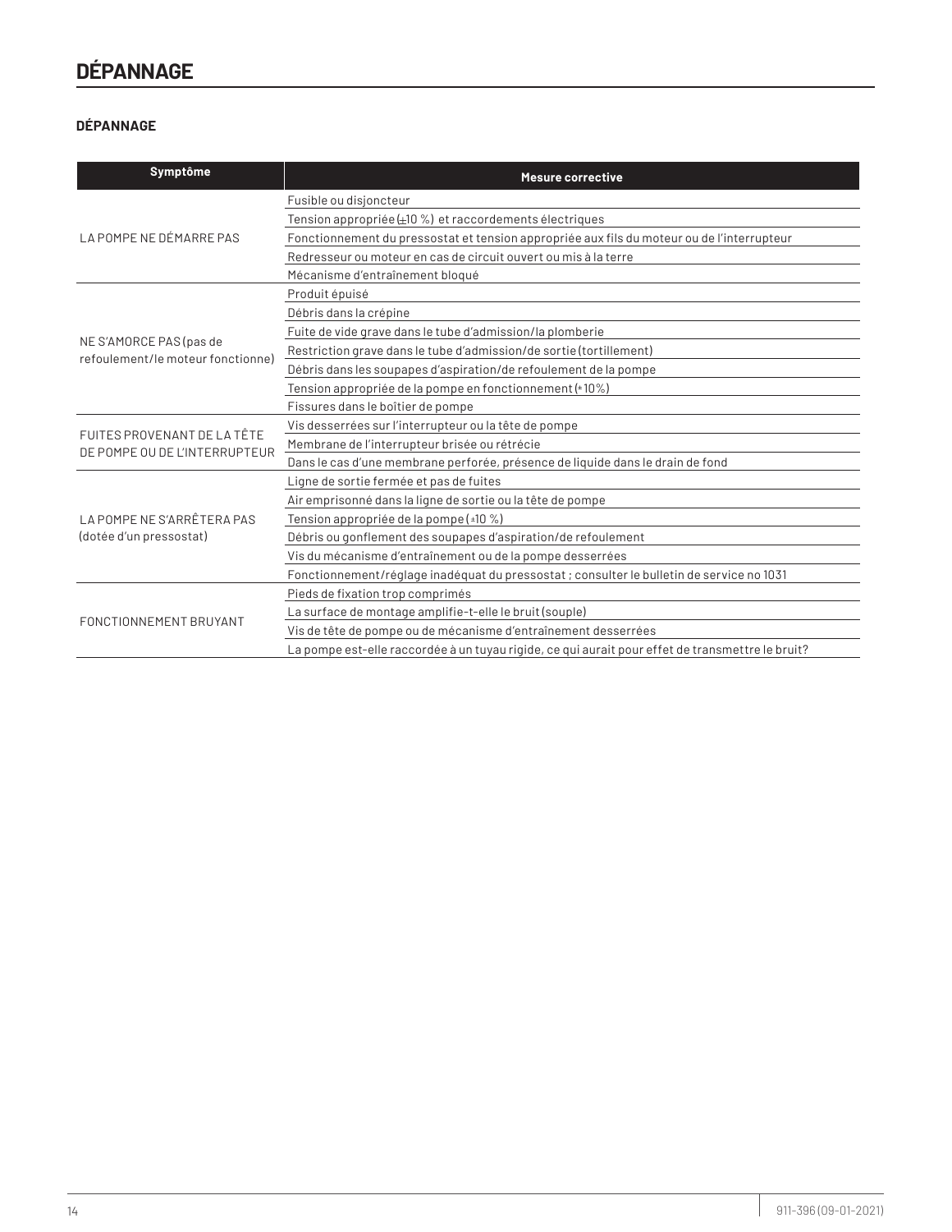# DÉPANNAGE

**DÉPANNAGE**

| Symptôme | Mesure corrective |
|---|---|
| LA POMPE NE DÉMARRE PAS | Fusible ou disjoncteur |
| | Tension appropriée (±10 %) et raccordements électriques |
| | Fonctionnement du pressostat et tension appropriée aux fils du moteur ou de l'interrupteur |
| | Redresseur ou moteur en cas de circuit ouvert ou mis à la terre |
| | Mécanisme d'entraînement bloqué |
| NE S'AMORCE PAS (pas de refoulement/le moteur fonctionne) | Produit épuisé |
| | Débris dans la crépine |
| | Fuite de vide grave dans le tube d'admission/la plomberie |
| | Restriction grave dans le tube d'admission/de sortie (tortillement) |
| | Débris dans les soupapes d'aspiration/de refoulement de la pompe |
| | Tension appropriée de la pompe en fonctionnement (+10%) |
| | Fissures dans le boîtier de pompe |
| FUITES PROVENANT DE LA TÊTE DE POMPE OU DE L'INTERRUPTEUR | Vis desserrées sur l'interrupteur ou la tête de pompe |
| | Membrane de l'interrupteur brisée ou rétrécie |
| | Dans le cas d'une membrane perforée, présence de liquide dans le drain de fond |
| LA POMPE NE S'ARRÊTERA PAS (dotée d'un pressostat) | Ligne de sortie fermée et pas de fuites |
| | Air emprisonné dans la ligne de sortie ou la tête de pompe |
| | Tension appropriée de la pompe (±10 %) |
| | Débris ou gonflement des soupapes d'aspiration/de refoulement |
| | Vis du mécanisme d'entraînement ou de la pompe desserrées |
| | Fonctionnement/réglage inadéquat du pressostat ; consulter le bulletin de service no 1031 |
| FONCTIONNEMENT BRUYANT | Pieds de fixation trop comprimés |
| | La surface de montage amplifie-t-elle le bruit (souple) |
| | Vis de tête de pompe ou de mécanisme d'entraînement desserrées |
| | La pompe est-elle raccordée à un tuyau rigide, ce qui aurait pour effet de transmettre le bruit? |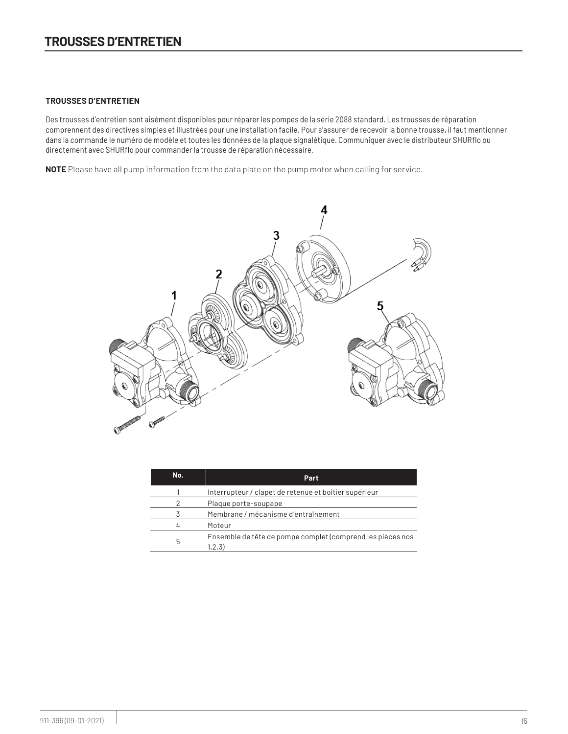# TROUSSES D'ENTRETIEN

**TROUSSES D'ENTRETIEN**

Des trousses d'entretien sont aisément disponibles pour réparer les pompes de la série 2088 standard. Les trousses de réparation comprennent des directives simples et illustrées pour une installation facile. Pour s'assurer de recevoir la bonne trousse, il faut mentionner dans la commande le numéro de modèle et toutes les données de la plaque signalétique. Communiquer avec le distributeur SHURflo ou directement avec SHURflo pour commander la trousse de réparation nécessaire.

**NOTE** Please have all pump information from the data plate on the pump motor when calling for service.

| No. | Part |
|---|---|
| 1 | Interrupteur / clapet de retenue et boîtier supérieur |
| 2 | Plaque porte-soupape |
| 3 | Membrane / mécanisme d'entraînement |
| 4 | Moteur |
| 5 | Ensemble de tête de pompe complet (comprend les pièces nos 1,2,3) |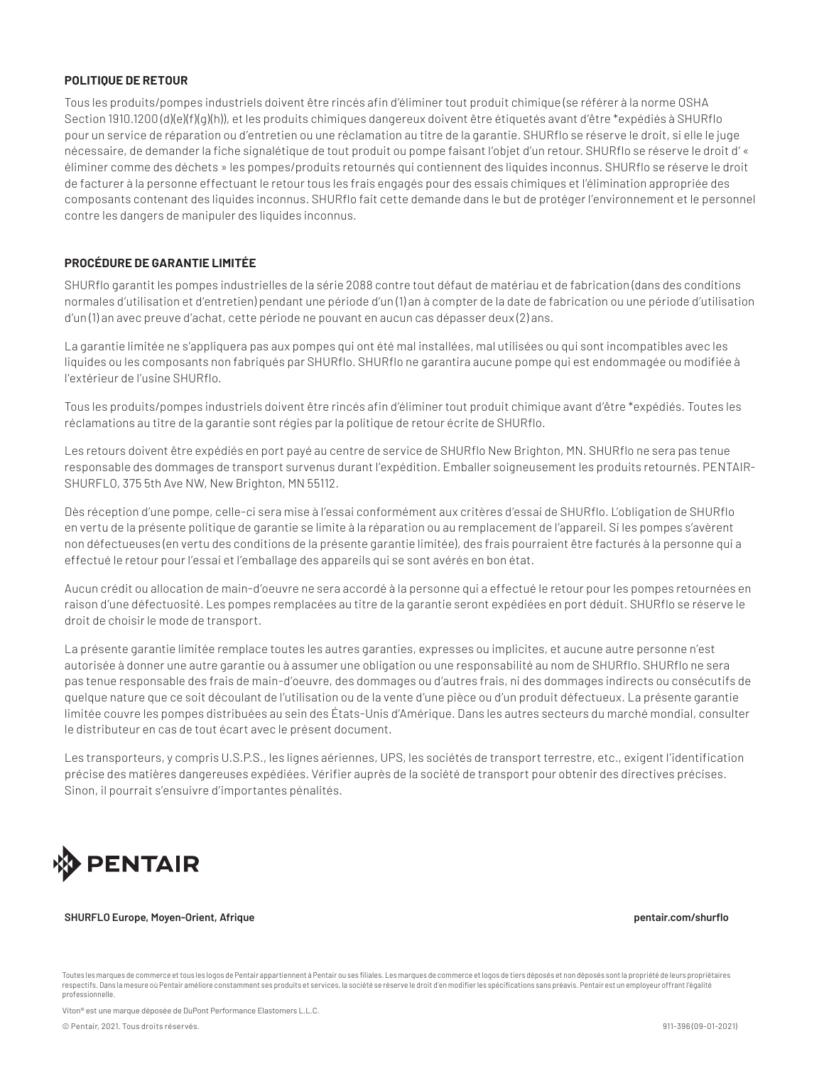**POLITIQUE DE RETOUR**

Tous les produits/pompes industriels doivent être rincés afin d'éliminer tout produit chimique (se référer à la norme OSHA Section 1910.1200 (d)(e)(f)(g)(h)), et les produits chimiques dangereux doivent être étiquetés avant d'être *expédiés à SHURflo pour un service de réparation ou d'entretien ou une réclamation au titre de la garantie. SHURflo se réserve le droit, si elle le juge nécessaire, de demander la fiche signalétique de tout produit ou pompe faisant l'objet d'un retour. SHURflo se réserve le droit d' « éliminer comme des déchets » les pompes/produits retournés qui contiennent des liquides inconnus. SHURflo se réserve le droit de facturer à la personne effectuant le retour tous les frais engagés pour des essais chimiques et l'élimination appropriée des composants contenant des liquides inconnus. SHURflo fait cette demande dans le but de protéger l'environnement et le personnel contre les dangers de manipuler des liquides inconnus.

**PROCÉDURE DE GARANTIE LIMITÉE**

SHURflo garantit les pompes industrielles de la série 2088 contre tout défaut de matériau et de fabrication (dans des conditions normales d'utilisation et d'entretien) pendant une période d'un (1) an à compter de la date de fabrication ou une période d'utilisation d'un (1) an avec preuve d'achat, cette période ne pouvant en aucun cas dépasser deux (2) ans.

La garantie limitée ne s'appliquera pas aux pompes qui ont été mal installées, mal utilisées ou qui sont incompatibles avec les liquides ou les composants non fabriqués par SHURflo. SHURflo ne garantira aucune pompe qui est endommagée ou modifiée à l'extérieur de l'usine SHURflo.

Tous les produits/pompes industriels doivent être rincés afin d'éliminer tout produit chimique avant d'être *expédiés. Toutes les réclamations au titre de la garantie sont régies par la politique de retour écrite de SHURflo.

Les retours doivent être expédiés en port payé au centre de service de SHURflo New Brighton, MN. SHURflo ne sera pas tenue responsable des dommages de transport survenus durant l'expédition. Emballer soigneusement les produits retournés. PENTAIR-SHURFLO, 375 5th Ave NW, New Brighton, MN 55112.

Dès réception d'une pompe, celle-ci sera mise à l'essai conformément aux critères d'essai de SHURflo. L'obligation de SHURflo en vertu de la présente politique de garantie se limite à la réparation ou au remplacement de l'appareil. Si les pompes s'avèrent non défectueuses (en vertu des conditions de la présente garantie limitée), des frais pourraient être facturés à la personne qui a effectué le retour pour l'essai et l'emballage des appareils qui se sont avérés en bon état.

Aucun crédit ou allocation de main-d'oeuvre ne sera accordé à la personne qui a effectué le retour pour les pompes retournées en raison d'une défectuosité. Les pompes remplacées au titre de la garantie seront expédiées en port déduit. SHURflo se réserve le droit de choisir le mode de transport.

La présente garantie limitée remplace toutes les autres garanties, expresses ou implicites, et aucune autre personne n'est autorisée à donner une autre garantie ou à assumer une obligation ou une responsabilité au nom de SHURflo. SHURflo ne sera pas tenue responsable des frais de main-d'oeuvre, des dommages ou d'autres frais, ni des dommages indirects ou consécutifs de quelque nature que ce soit découlant de l'utilisation ou de la vente d'une pièce ou d'un produit défectueux. La présente garantie limitée couvre les pompes distribuées au sein des États-Unis d'Amérique. Dans les autres secteurs du marché mondial, consulter le distributeur en cas de tout écart avec le présent document.

Les transporteurs, y compris U.S.P.S., les lignes aériennes, UPS, les sociétés de transport terrestre, etc., exigent l'identification précise des matières dangereuses expédiées. Vérifier auprès de la société de transport pour obtenir des directives précises. Sinon, il pourrait s'ensuivre d'importantes pénalités.

PENTAIR

**SHURFLO Europe, Moyen-Orient, Afrique** **pentair.com/shurflo**

Toutes les marques de commerce et tous les logos de Pentair appartiennent à Pentair ou ses filiales. Les marques de commerce et logos de tiers déposés et non déposés sont la propriété de leurs propriétaires respectifs. Dans la mesure où Pentair améliore constamment ses produits et services, la société se réserve le droit d'en modifier les spécifications sans préavis. Pentair est un employeur offrant l'égalité professionnelle.

Viton® est une marque déposée de DuPont Performance Elastomers L.L.C.

© Pentair, 2021. Tous droits réservés. 911-396 (09-01-2021)